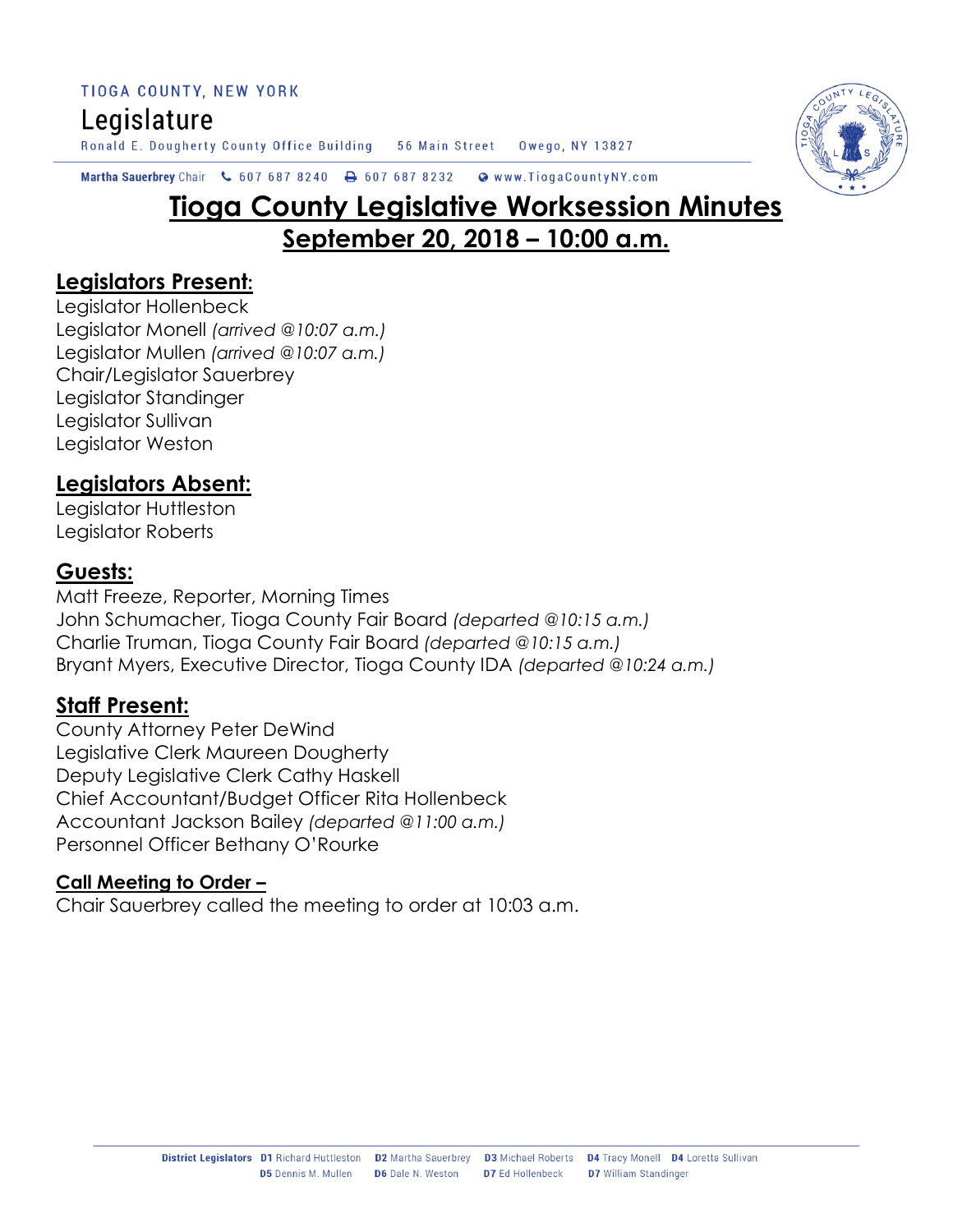TIOGA COUNTY, NEW YORK

Legislature

Ronald E. Dougherty County Office Building 56 Main Street Owego, NY 13827

**Martha Sauerbrey** Chair 607 687 8240 607 687 8232 www.TiogaCountyNY.com

# Tioga County Legislative Worksession Minutes

## September 20, 2018 – 10:00 a.m.

### Legislators Present:

Legislator Hollenbeck
Legislator Monell *(arrived @10:07 a.m.)*
Legislator Mullen *(arrived @10:07 a.m.)*
Chair/Legislator Sauerbrey
Legislator Standinger
Legislator Sullivan
Legislator Weston

### Legislators Absent:

Legislator Huttleston
Legislator Roberts

### Guests:

Matt Freeze, Reporter, Morning Times
John Schumacher, Tioga County Fair Board *(departed @10:15 a.m.)*
Charlie Truman, Tioga County Fair Board *(departed @10:15 a.m.)*
Bryant Myers, Executive Director, Tioga County IDA *(departed @10:24 a.m.)*

### Staff Present:

County Attorney Peter DeWind
Legislative Clerk Maureen Dougherty
Deputy Legislative Clerk Cathy Haskell
Chief Accountant/Budget Officer Rita Hollenbeck
Accountant Jackson Bailey *(departed @11:00 a.m.)*
Personnel Officer Bethany O'Rourke

**Call Meeting to Order –**

Chair Sauerbrey called the meeting to order at 10:03 a.m.

**District Legislators** D1 Richard Huttleston D2 Martha Sauerbrey D3 Michael Roberts D4 Tracy Monell D4 Loretta Sullivan D5 Dennis M. Mullen D6 Dale N. Weston D7 Ed Hollenbeck D7 William Standinger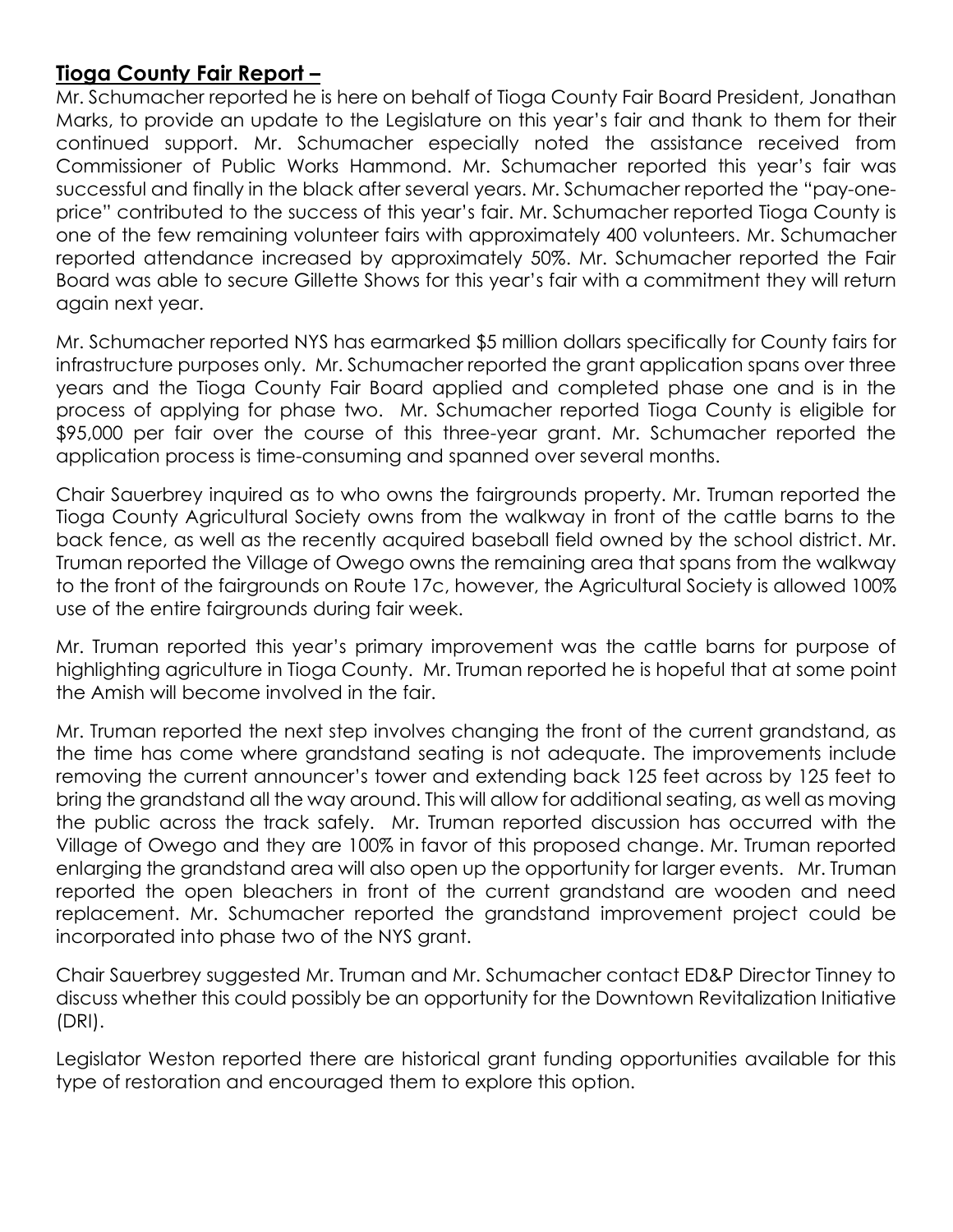## **Tioga County Fair Report –**

Mr. Schumacher reported he is here on behalf of Tioga County Fair Board President, Jonathan Marks, to provide an update to the Legislature on this year's fair and thank to them for their continued support. Mr. Schumacher especially noted the assistance received from Commissioner of Public Works Hammond. Mr. Schumacher reported this year's fair was successful and finally in the black after several years. Mr. Schumacher reported the "pay-one-price" contributed to the success of this year's fair. Mr. Schumacher reported Tioga County is one of the few remaining volunteer fairs with approximately 400 volunteers. Mr. Schumacher reported attendance increased by approximately 50%. Mr. Schumacher reported the Fair Board was able to secure Gillette Shows for this year's fair with a commitment they will return again next year.

Mr. Schumacher reported NYS has earmarked $5 million dollars specifically for County fairs for infrastructure purposes only. Mr. Schumacher reported the grant application spans over three years and the Tioga County Fair Board applied and completed phase one and is in the process of applying for phase two. Mr. Schumacher reported Tioga County is eligible for $95,000 per fair over the course of this three-year grant. Mr. Schumacher reported the application process is time-consuming and spanned over several months.

Chair Sauerbrey inquired as to who owns the fairgrounds property. Mr. Truman reported the Tioga County Agricultural Society owns from the walkway in front of the cattle barns to the back fence, as well as the recently acquired baseball field owned by the school district. Mr. Truman reported the Village of Owego owns the remaining area that spans from the walkway to the front of the fairgrounds on Route 17c, however, the Agricultural Society is allowed 100% use of the entire fairgrounds during fair week.

Mr. Truman reported this year's primary improvement was the cattle barns for purpose of highlighting agriculture in Tioga County. Mr. Truman reported he is hopeful that at some point the Amish will become involved in the fair.

Mr. Truman reported the next step involves changing the front of the current grandstand, as the time has come where grandstand seating is not adequate. The improvements include removing the current announcer's tower and extending back 125 feet across by 125 feet to bring the grandstand all the way around. This will allow for additional seating, as well as moving the public across the track safely. Mr. Truman reported discussion has occurred with the Village of Owego and they are 100% in favor of this proposed change. Mr. Truman reported enlarging the grandstand area will also open up the opportunity for larger events. Mr. Truman reported the open bleachers in front of the current grandstand are wooden and need replacement. Mr. Schumacher reported the grandstand improvement project could be incorporated into phase two of the NYS grant.

Chair Sauerbrey suggested Mr. Truman and Mr. Schumacher contact ED&P Director Tinney to discuss whether this could possibly be an opportunity for the Downtown Revitalization Initiative (DRI).

Legislator Weston reported there are historical grant funding opportunities available for this type of restoration and encouraged them to explore this option.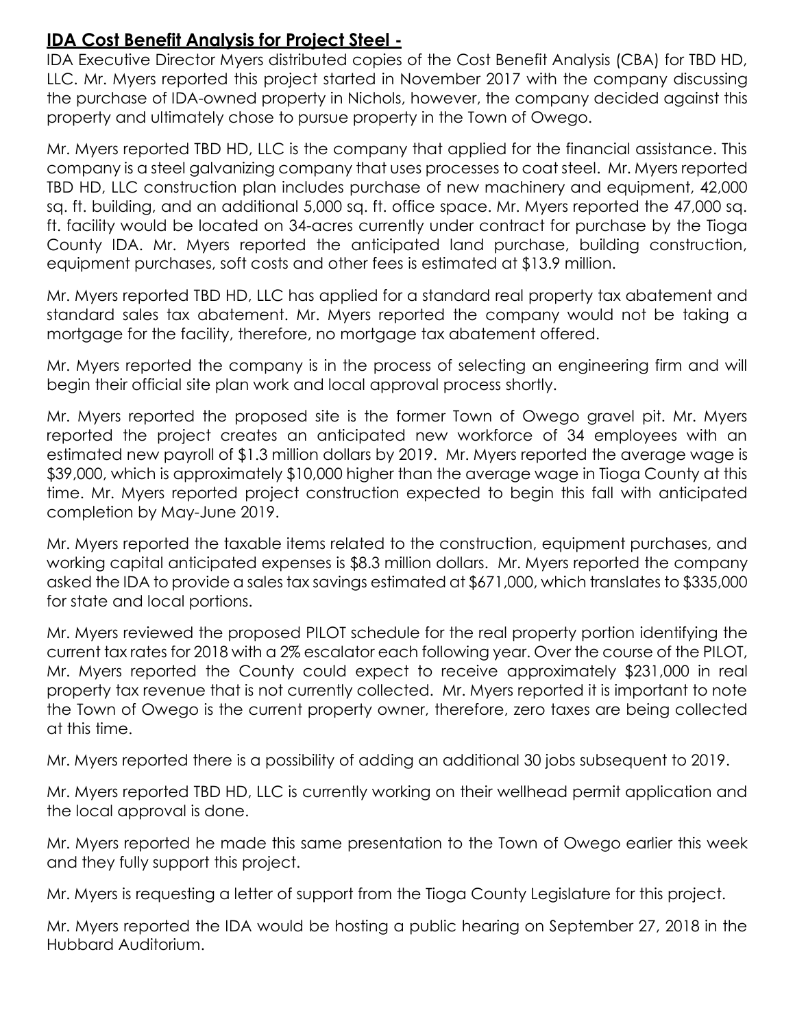## **IDA Cost Benefit Analysis for Project Steel -**

IDA Executive Director Myers distributed copies of the Cost Benefit Analysis (CBA) for TBD HD, LLC. Mr. Myers reported this project started in November 2017 with the company discussing the purchase of IDA-owned property in Nichols, however, the company decided against this property and ultimately chose to pursue property in the Town of Owego.

Mr. Myers reported TBD HD, LLC is the company that applied for the financial assistance. This company is a steel galvanizing company that uses processes to coat steel. Mr. Myers reported TBD HD, LLC construction plan includes purchase of new machinery and equipment, 42,000 sq. ft. building, and an additional 5,000 sq. ft. office space. Mr. Myers reported the 47,000 sq. ft. facility would be located on 34-acres currently under contract for purchase by the Tioga County IDA. Mr. Myers reported the anticipated land purchase, building construction, equipment purchases, soft costs and other fees is estimated at $13.9 million.

Mr. Myers reported TBD HD, LLC has applied for a standard real property tax abatement and standard sales tax abatement. Mr. Myers reported the company would not be taking a mortgage for the facility, therefore, no mortgage tax abatement offered.

Mr. Myers reported the company is in the process of selecting an engineering firm and will begin their official site plan work and local approval process shortly.

Mr. Myers reported the proposed site is the former Town of Owego gravel pit. Mr. Myers reported the project creates an anticipated new workforce of 34 employees with an estimated new payroll of $1.3 million dollars by 2019. Mr. Myers reported the average wage is $39,000, which is approximately $10,000 higher than the average wage in Tioga County at this time. Mr. Myers reported project construction expected to begin this fall with anticipated completion by May-June 2019.

Mr. Myers reported the taxable items related to the construction, equipment purchases, and working capital anticipated expenses is $8.3 million dollars. Mr. Myers reported the company asked the IDA to provide a sales tax savings estimated at $671,000, which translates to $335,000 for state and local portions.

Mr. Myers reviewed the proposed PILOT schedule for the real property portion identifying the current tax rates for 2018 with a 2% escalator each following year. Over the course of the PILOT, Mr. Myers reported the County could expect to receive approximately $231,000 in real property tax revenue that is not currently collected. Mr. Myers reported it is important to note the Town of Owego is the current property owner, therefore, zero taxes are being collected at this time.

Mr. Myers reported there is a possibility of adding an additional 30 jobs subsequent to 2019.

Mr. Myers reported TBD HD, LLC is currently working on their wellhead permit application and the local approval is done.

Mr. Myers reported he made this same presentation to the Town of Owego earlier this week and they fully support this project.

Mr. Myers is requesting a letter of support from the Tioga County Legislature for this project.

Mr. Myers reported the IDA would be hosting a public hearing on September 27, 2018 in the Hubbard Auditorium.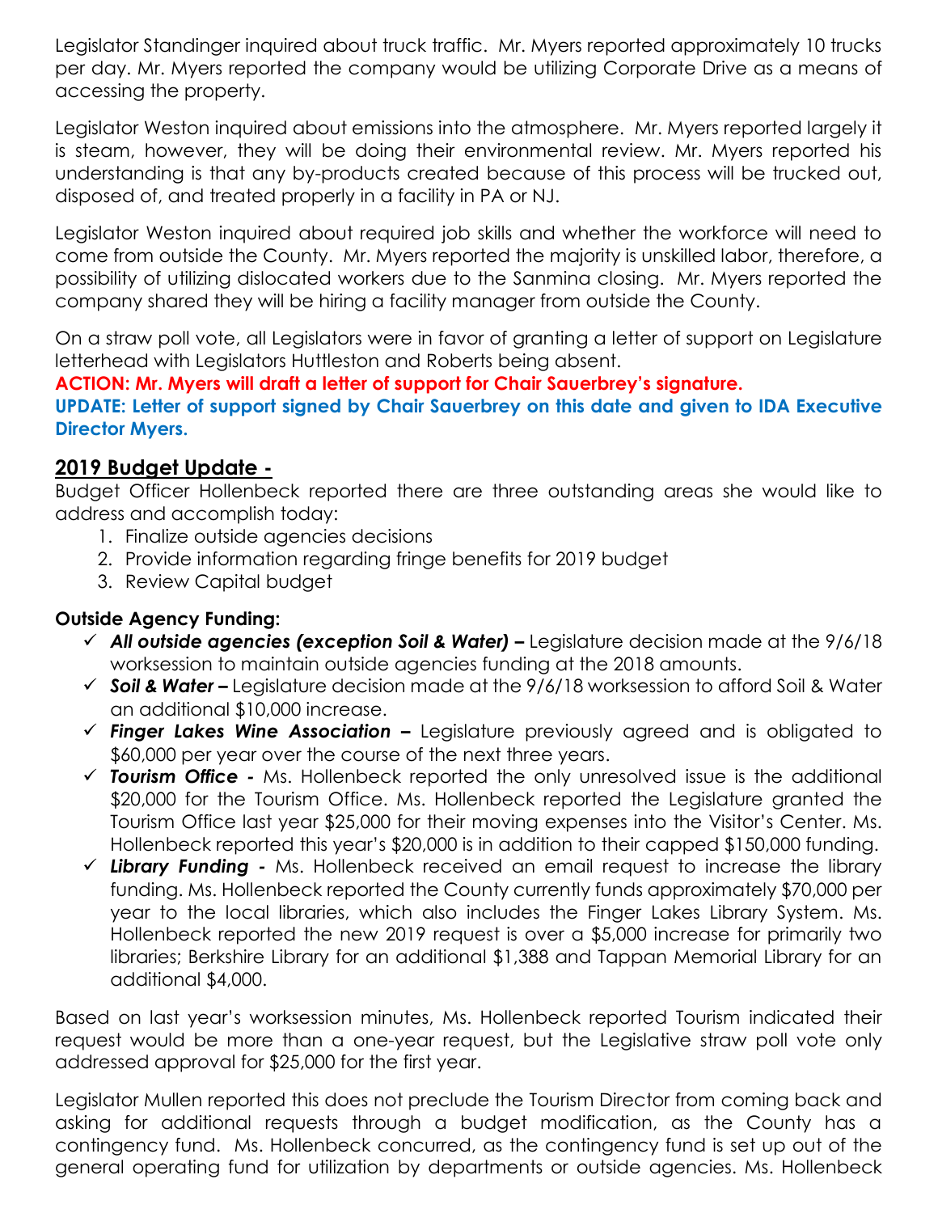Legislator Standinger inquired about truck traffic. Mr. Myers reported approximately 10 trucks per day. Mr. Myers reported the company would be utilizing Corporate Drive as a means of accessing the property.

Legislator Weston inquired about emissions into the atmosphere. Mr. Myers reported largely it is steam, however, they will be doing their environmental review. Mr. Myers reported his understanding is that any by-products created because of this process will be trucked out, disposed of, and treated properly in a facility in PA or NJ.

Legislator Weston inquired about required job skills and whether the workforce will need to come from outside the County. Mr. Myers reported the majority is unskilled labor, therefore, a possibility of utilizing dislocated workers due to the Sanmina closing. Mr. Myers reported the company shared they will be hiring a facility manager from outside the County.

On a straw poll vote, all Legislators were in favor of granting a letter of support on Legislature letterhead with Legislators Huttleston and Roberts being absent.

**ACTION: Mr. Myers will draft a letter of support for Chair Sauerbrey's signature.**

**UPDATE: Letter of support signed by Chair Sauerbrey on this date and given to IDA Executive Director Myers.**

## 2019 Budget Update -

Budget Officer Hollenbeck reported there are three outstanding areas she would like to address and accomplish today:

1. Finalize outside agencies decisions
2. Provide information regarding fringe benefits for 2019 budget
3. Review Capital budget

**Outside Agency Funding:**

- ✓ ***All outside agencies (exception Soil & Water) –*** Legislature decision made at the 9/6/18 worksession to maintain outside agencies funding at the 2018 amounts.
- ✓ ***Soil & Water –*** Legislature decision made at the 9/6/18 worksession to afford Soil & Water an additional $10,000 increase.
- ✓ ***Finger Lakes Wine Association –*** Legislature previously agreed and is obligated to $60,000 per year over the course of the next three years.
- ✓ ***Tourism Office -*** Ms. Hollenbeck reported the only unresolved issue is the additional $20,000 for the Tourism Office. Ms. Hollenbeck reported the Legislature granted the Tourism Office last year $25,000 for their moving expenses into the Visitor's Center. Ms. Hollenbeck reported this year's $20,000 is in addition to their capped $150,000 funding.
- ✓ ***Library Funding -*** Ms. Hollenbeck received an email request to increase the library funding. Ms. Hollenbeck reported the County currently funds approximately $70,000 per year to the local libraries, which also includes the Finger Lakes Library System. Ms. Hollenbeck reported the new 2019 request is over a $5,000 increase for primarily two libraries; Berkshire Library for an additional $1,388 and Tappan Memorial Library for an additional $4,000.

Based on last year's worksession minutes, Ms. Hollenbeck reported Tourism indicated their request would be more than a one-year request, but the Legislative straw poll vote only addressed approval for $25,000 for the first year.

Legislator Mullen reported this does not preclude the Tourism Director from coming back and asking for additional requests through a budget modification, as the County has a contingency fund. Ms. Hollenbeck concurred, as the contingency fund is set up out of the general operating fund for utilization by departments or outside agencies. Ms. Hollenbeck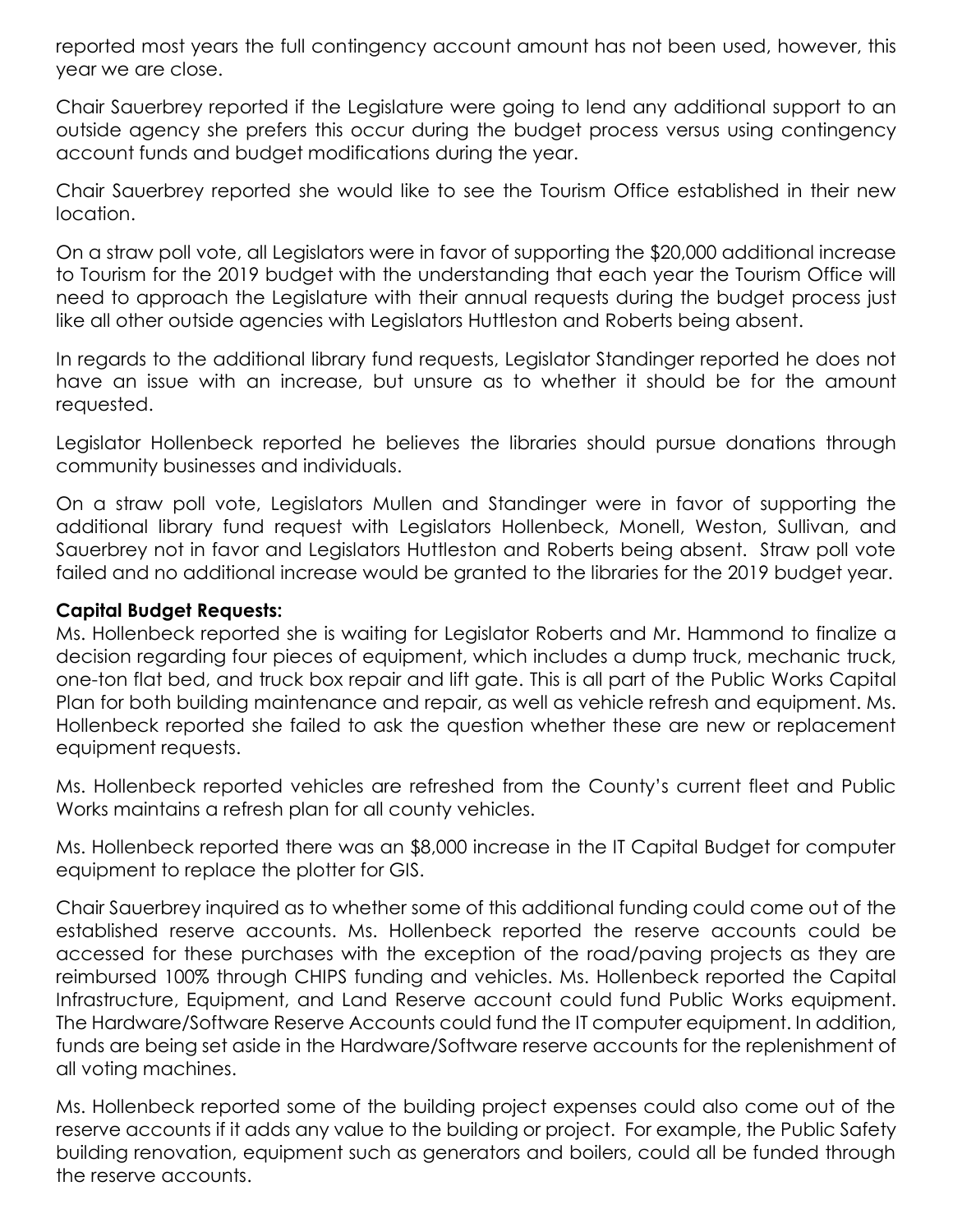reported most years the full contingency account amount has not been used, however, this year we are close.

Chair Sauerbrey reported if the Legislature were going to lend any additional support to an outside agency she prefers this occur during the budget process versus using contingency account funds and budget modifications during the year.

Chair Sauerbrey reported she would like to see the Tourism Office established in their new location.

On a straw poll vote, all Legislators were in favor of supporting the $20,000 additional increase to Tourism for the 2019 budget with the understanding that each year the Tourism Office will need to approach the Legislature with their annual requests during the budget process just like all other outside agencies with Legislators Huttleston and Roberts being absent.

In regards to the additional library fund requests, Legislator Standinger reported he does not have an issue with an increase, but unsure as to whether it should be for the amount requested.

Legislator Hollenbeck reported he believes the libraries should pursue donations through community businesses and individuals.

On a straw poll vote, Legislators Mullen and Standinger were in favor of supporting the additional library fund request with Legislators Hollenbeck, Monell, Weston, Sullivan, and Sauerbrey not in favor and Legislators Huttleston and Roberts being absent. Straw poll vote failed and no additional increase would be granted to the libraries for the 2019 budget year.

**Capital Budget Requests:**
Ms. Hollenbeck reported she is waiting for Legislator Roberts and Mr. Hammond to finalize a decision regarding four pieces of equipment, which includes a dump truck, mechanic truck, one-ton flat bed, and truck box repair and lift gate. This is all part of the Public Works Capital Plan for both building maintenance and repair, as well as vehicle refresh and equipment. Ms. Hollenbeck reported she failed to ask the question whether these are new or replacement equipment requests.

Ms. Hollenbeck reported vehicles are refreshed from the County's current fleet and Public Works maintains a refresh plan for all county vehicles.

Ms. Hollenbeck reported there was an $8,000 increase in the IT Capital Budget for computer equipment to replace the plotter for GIS.

Chair Sauerbrey inquired as to whether some of this additional funding could come out of the established reserve accounts. Ms. Hollenbeck reported the reserve accounts could be accessed for these purchases with the exception of the road/paving projects as they are reimbursed 100% through CHIPS funding and vehicles. Ms. Hollenbeck reported the Capital Infrastructure, Equipment, and Land Reserve account could fund Public Works equipment. The Hardware/Software Reserve Accounts could fund the IT computer equipment. In addition, funds are being set aside in the Hardware/Software reserve accounts for the replenishment of all voting machines.

Ms. Hollenbeck reported some of the building project expenses could also come out of the reserve accounts if it adds any value to the building or project. For example, the Public Safety building renovation, equipment such as generators and boilers, could all be funded through the reserve accounts.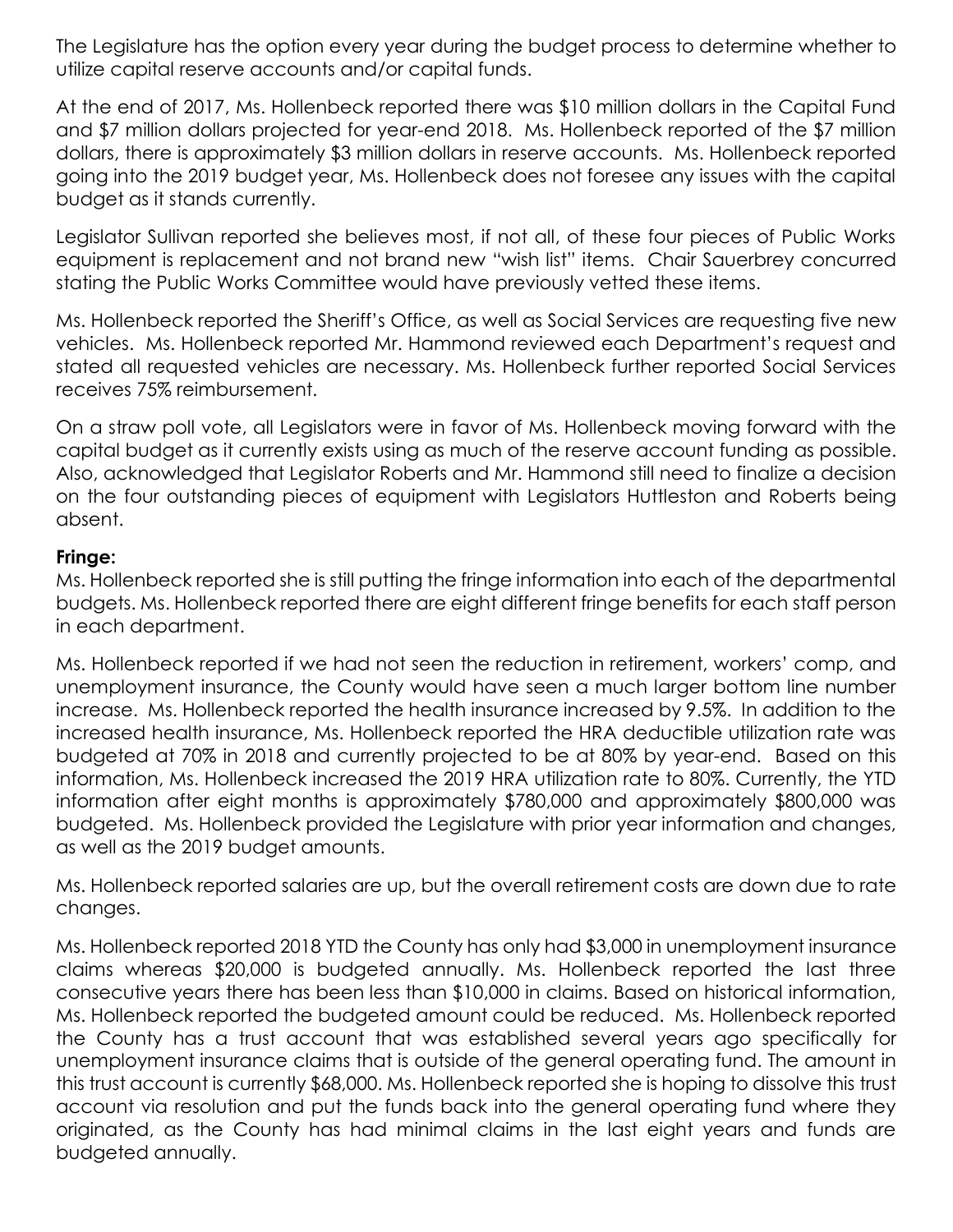The Legislature has the option every year during the budget process to determine whether to utilize capital reserve accounts and/or capital funds.

At the end of 2017, Ms. Hollenbeck reported there was $10 million dollars in the Capital Fund and $7 million dollars projected for year-end 2018. Ms. Hollenbeck reported of the $7 million dollars, there is approximately $3 million dollars in reserve accounts. Ms. Hollenbeck reported going into the 2019 budget year, Ms. Hollenbeck does not foresee any issues with the capital budget as it stands currently.

Legislator Sullivan reported she believes most, if not all, of these four pieces of Public Works equipment is replacement and not brand new "wish list" items. Chair Sauerbrey concurred stating the Public Works Committee would have previously vetted these items.

Ms. Hollenbeck reported the Sheriff's Office, as well as Social Services are requesting five new vehicles. Ms. Hollenbeck reported Mr. Hammond reviewed each Department's request and stated all requested vehicles are necessary. Ms. Hollenbeck further reported Social Services receives 75% reimbursement.

On a straw poll vote, all Legislators were in favor of Ms. Hollenbeck moving forward with the capital budget as it currently exists using as much of the reserve account funding as possible. Also, acknowledged that Legislator Roberts and Mr. Hammond still need to finalize a decision on the four outstanding pieces of equipment with Legislators Huttleston and Roberts being absent.

**Fringe:**
Ms. Hollenbeck reported she is still putting the fringe information into each of the departmental budgets. Ms. Hollenbeck reported there are eight different fringe benefits for each staff person in each department.

Ms. Hollenbeck reported if we had not seen the reduction in retirement, workers' comp, and unemployment insurance, the County would have seen a much larger bottom line number increase. Ms. Hollenbeck reported the health insurance increased by 9.5%. In addition to the increased health insurance, Ms. Hollenbeck reported the HRA deductible utilization rate was budgeted at 70% in 2018 and currently projected to be at 80% by year-end. Based on this information, Ms. Hollenbeck increased the 2019 HRA utilization rate to 80%. Currently, the YTD information after eight months is approximately $780,000 and approximately $800,000 was budgeted. Ms. Hollenbeck provided the Legislature with prior year information and changes, as well as the 2019 budget amounts.

Ms. Hollenbeck reported salaries are up, but the overall retirement costs are down due to rate changes.

Ms. Hollenbeck reported 2018 YTD the County has only had $3,000 in unemployment insurance claims whereas $20,000 is budgeted annually. Ms. Hollenbeck reported the last three consecutive years there has been less than $10,000 in claims. Based on historical information, Ms. Hollenbeck reported the budgeted amount could be reduced. Ms. Hollenbeck reported the County has a trust account that was established several years ago specifically for unemployment insurance claims that is outside of the general operating fund. The amount in this trust account is currently $68,000. Ms. Hollenbeck reported she is hoping to dissolve this trust account via resolution and put the funds back into the general operating fund where they originated, as the County has had minimal claims in the last eight years and funds are budgeted annually.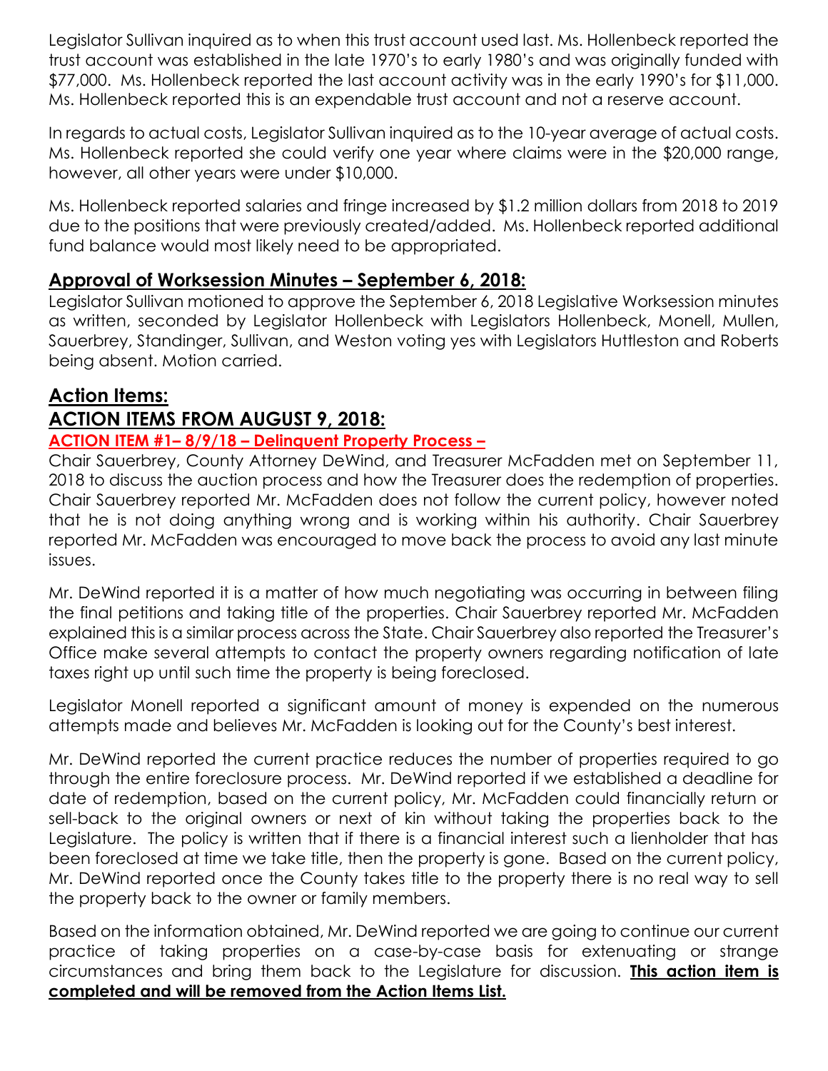Legislator Sullivan inquired as to when this trust account used last. Ms. Hollenbeck reported the trust account was established in the late 1970's to early 1980's and was originally funded with $77,000. Ms. Hollenbeck reported the last account activity was in the early 1990's for $11,000. Ms. Hollenbeck reported this is an expendable trust account and not a reserve account.

In regards to actual costs, Legislator Sullivan inquired as to the 10-year average of actual costs. Ms. Hollenbeck reported she could verify one year where claims were in the $20,000 range, however, all other years were under $10,000.

Ms. Hollenbeck reported salaries and fringe increased by $1.2 million dollars from 2018 to 2019 due to the positions that were previously created/added. Ms. Hollenbeck reported additional fund balance would most likely need to be appropriated.

## Approval of Worksession Minutes – September 6, 2018:

Legislator Sullivan motioned to approve the September 6, 2018 Legislative Worksession minutes as written, seconded by Legislator Hollenbeck with Legislators Hollenbeck, Monell, Mullen, Sauerbrey, Standinger, Sullivan, and Weston voting yes with Legislators Huttleston and Roberts being absent. Motion carried.

## Action Items:

## ACTION ITEMS FROM AUGUST 9, 2018:

### ACTION ITEM #1– 8/9/18 – Delinquent Property Process –

Chair Sauerbrey, County Attorney DeWind, and Treasurer McFadden met on September 11, 2018 to discuss the auction process and how the Treasurer does the redemption of properties. Chair Sauerbrey reported Mr. McFadden does not follow the current policy, however noted that he is not doing anything wrong and is working within his authority. Chair Sauerbrey reported Mr. McFadden was encouraged to move back the process to avoid any last minute issues.

Mr. DeWind reported it is a matter of how much negotiating was occurring in between filing the final petitions and taking title of the properties. Chair Sauerbrey reported Mr. McFadden explained this is a similar process across the State. Chair Sauerbrey also reported the Treasurer's Office make several attempts to contact the property owners regarding notification of late taxes right up until such time the property is being foreclosed.

Legislator Monell reported a significant amount of money is expended on the numerous attempts made and believes Mr. McFadden is looking out for the County's best interest.

Mr. DeWind reported the current practice reduces the number of properties required to go through the entire foreclosure process. Mr. DeWind reported if we established a deadline for date of redemption, based on the current policy, Mr. McFadden could financially return or sell-back to the original owners or next of kin without taking the properties back to the Legislature. The policy is written that if there is a financial interest such a lienholder that has been foreclosed at time we take title, then the property is gone. Based on the current policy, Mr. DeWind reported once the County takes title to the property there is no real way to sell the property back to the owner or family members.

Based on the information obtained, Mr. DeWind reported we are going to continue our current practice of taking properties on a case-by-case basis for extenuating or strange circumstances and bring them back to the Legislature for discussion. **This action item is completed and will be removed from the Action Items List.**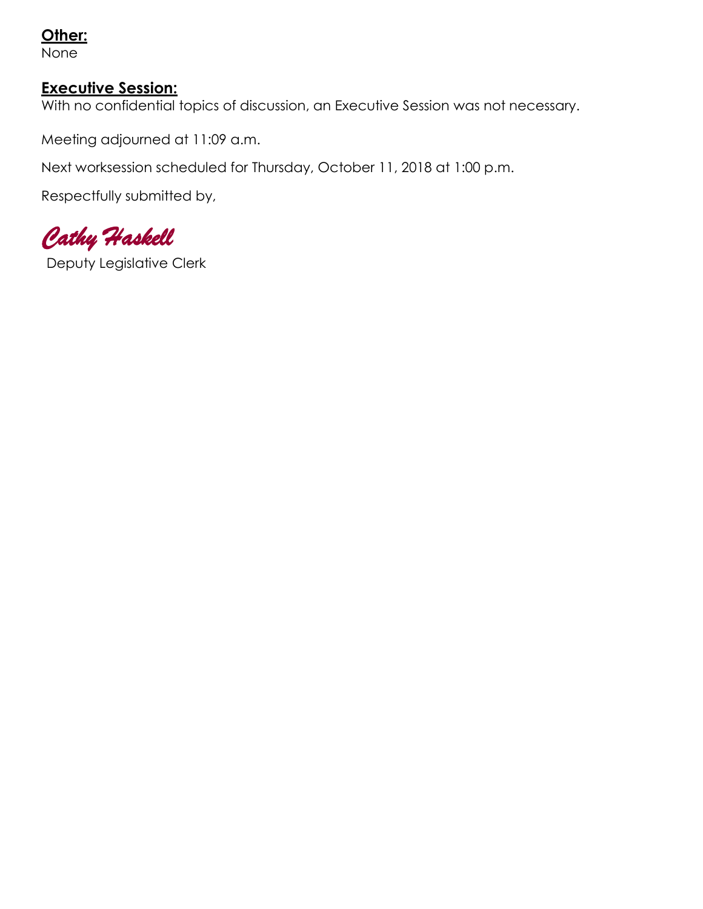**Other:**
None

**Executive Session:**
With no confidential topics of discussion, an Executive Session was not necessary.

Meeting adjourned at 11:09 a.m.

Next worksession scheduled for Thursday, October 11, 2018 at 1:00 p.m.

Respectfully submitted by,

*Cathy Haskell*
Deputy Legislative Clerk